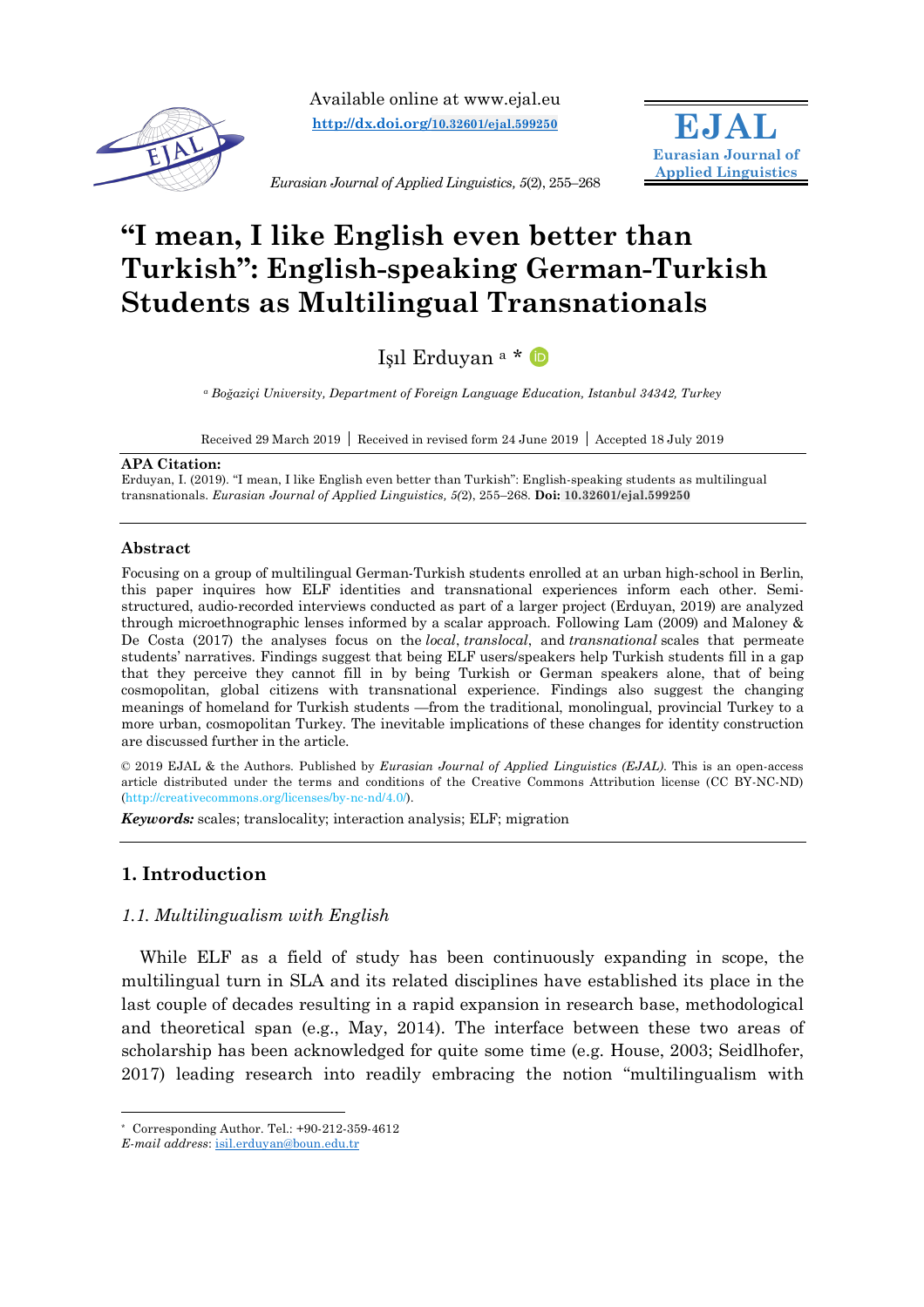Available online at www.ejal.eu
**http://dx.doi.org/10.32601/ejal.599250**

*Eurasian Journal of Applied Linguistics, 5*(2), 255–268

**EJAL**
**Eurasian Journal of Applied Linguistics**

# "I mean, I like English even better than Turkish": English-speaking German-Turkish Students as Multilingual Transnationals

Işıl Erduyan [a] *

[a] *Boğaziçi University, Department of Foreign Language Education, Istanbul 34342, Turkey*

Received 29 March 2019 | Received in revised form 24 June 2019 | Accepted 18 July 2019

**APA Citation:**
Erduyan, I. (2019). "I mean, I like English even better than Turkish": English-speaking students as multilingual transnationals. *Eurasian Journal of Applied Linguistics, 5(*2), 255–268. **Doi: 10.32601/ejal.599250**

## Abstract

Focusing on a group of multilingual German-Turkish students enrolled at an urban high-school in Berlin, this paper inquires how ELF identities and transnational experiences inform each other. Semi-structured, audio-recorded interviews conducted as part of a larger project (Erduyan, 2019) are analyzed through microethnographic lenses informed by a scalar approach. Following Lam (2009) and Maloney & De Costa (2017) the analyses focus on the *local*, *translocal*, and *transnational* scales that permeate students' narratives. Findings suggest that being ELF users/speakers help Turkish students fill in a gap that they perceive they cannot fill in by being Turkish or German speakers alone, that of being cosmopolitan, global citizens with transnational experience. Findings also suggest the changing meanings of homeland for Turkish students —from the traditional, monolingual, provincial Turkey to a more urban, cosmopolitan Turkey. The inevitable implications of these changes for identity construction are discussed further in the article.

© 2019 EJAL & the Authors. Published by *Eurasian Journal of Applied Linguistics (EJAL)*. This is an open-access article distributed under the terms and conditions of the Creative Commons Attribution license (CC BY-NC-ND) (http://creativecommons.org/licenses/by-nc-nd/4.0/).

***Keywords:*** scales; translocality; interaction analysis; ELF; migration

## 1. Introduction

### *1.1. Multilingualism with English*

While ELF as a field of study has been continuously expanding in scope, the multilingual turn in SLA and its related disciplines have established its place in the last couple of decades resulting in a rapid expansion in research base, methodological and theoretical span (e.g., May, 2014). The interface between these two areas of scholarship has been acknowledged for quite some time (e.g. House, 2003; Seidlhofer, 2017) leading research into readily embracing the notion "multilingualism with

---

* Corresponding Author. Tel.: +90-212-359-4612
*E-mail address*: isil.erduyan@boun.edu.tr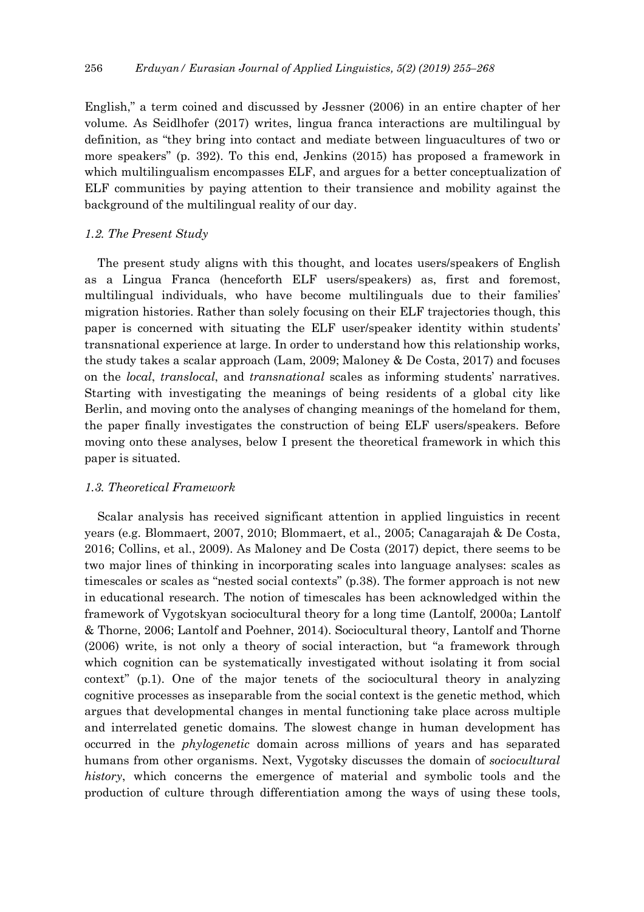English," a term coined and discussed by Jessner (2006) in an entire chapter of her volume. As Seidlhofer (2017) writes, lingua franca interactions are multilingual by definition, as "they bring into contact and mediate between linguacultures of two or more speakers" (p. 392). To this end, Jenkins (2015) has proposed a framework in which multilingualism encompasses ELF, and argues for a better conceptualization of ELF communities by paying attention to their transience and mobility against the background of the multilingual reality of our day.

### *1.2. The Present Study*

The present study aligns with this thought, and locates users/speakers of English as a Lingua Franca (henceforth ELF users/speakers) as, first and foremost, multilingual individuals, who have become multilinguals due to their families' migration histories. Rather than solely focusing on their ELF trajectories though, this paper is concerned with situating the ELF user/speaker identity within students' transnational experience at large. In order to understand how this relationship works, the study takes a scalar approach (Lam, 2009; Maloney & De Costa, 2017) and focuses on the *local*, *translocal*, and *transnational* scales as informing students' narratives. Starting with investigating the meanings of being residents of a global city like Berlin, and moving onto the analyses of changing meanings of the homeland for them, the paper finally investigates the construction of being ELF users/speakers. Before moving onto these analyses, below I present the theoretical framework in which this paper is situated.

### *1.3. Theoretical Framework*

Scalar analysis has received significant attention in applied linguistics in recent years (e.g. Blommaert, 2007, 2010; Blommaert, et al., 2005; Canagarajah & De Costa, 2016; Collins, et al., 2009). As Maloney and De Costa (2017) depict, there seems to be two major lines of thinking in incorporating scales into language analyses: scales as timescales or scales as "nested social contexts" (p.38). The former approach is not new in educational research. The notion of timescales has been acknowledged within the framework of Vygotskyan sociocultural theory for a long time (Lantolf, 2000a; Lantolf & Thorne, 2006; Lantolf and Poehner, 2014). Sociocultural theory, Lantolf and Thorne (2006) write, is not only a theory of social interaction, but "a framework through which cognition can be systematically investigated without isolating it from social context" (p.1). One of the major tenets of the sociocultural theory in analyzing cognitive processes as inseparable from the social context is the genetic method, which argues that developmental changes in mental functioning take place across multiple and interrelated genetic domains. The slowest change in human development has occurred in the *phylogenetic* domain across millions of years and has separated humans from other organisms. Next, Vygotsky discusses the domain of *sociocultural history*, which concerns the emergence of material and symbolic tools and the production of culture through differentiation among the ways of using these tools,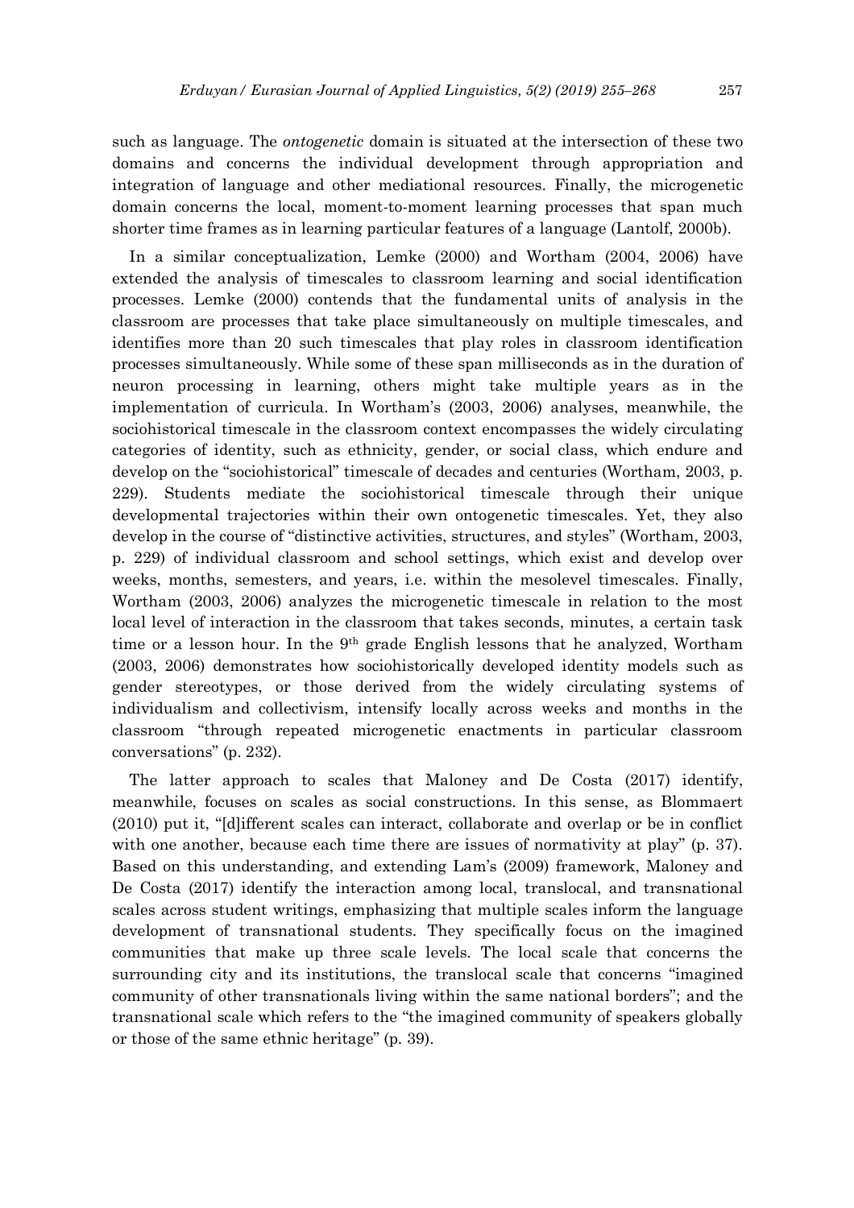such as language. The *ontogenetic* domain is situated at the intersection of these two domains and concerns the individual development through appropriation and integration of language and other mediational resources. Finally, the microgenetic domain concerns the local, moment-to-moment learning processes that span much shorter time frames as in learning particular features of a language (Lantolf, 2000b).

In a similar conceptualization, Lemke (2000) and Wortham (2004, 2006) have extended the analysis of timescales to classroom learning and social identification processes. Lemke (2000) contends that the fundamental units of analysis in the classroom are processes that take place simultaneously on multiple timescales, and identifies more than 20 such timescales that play roles in classroom identification processes simultaneously. While some of these span milliseconds as in the duration of neuron processing in learning, others might take multiple years as in the implementation of curricula. In Wortham's (2003, 2006) analyses, meanwhile, the sociohistorical timescale in the classroom context encompasses the widely circulating categories of identity, such as ethnicity, gender, or social class, which endure and develop on the "sociohistorical" timescale of decades and centuries (Wortham, 2003, p. 229). Students mediate the sociohistorical timescale through their unique developmental trajectories within their own ontogenetic timescales. Yet, they also develop in the course of "distinctive activities, structures, and styles" (Wortham, 2003, p. 229) of individual classroom and school settings, which exist and develop over weeks, months, semesters, and years, i.e. within the mesolevel timescales. Finally, Wortham (2003, 2006) analyzes the microgenetic timescale in relation to the most local level of interaction in the classroom that takes seconds, minutes, a certain task time or a lesson hour. In the 9th grade English lessons that he analyzed, Wortham (2003, 2006) demonstrates how sociohistorically developed identity models such as gender stereotypes, or those derived from the widely circulating systems of individualism and collectivism, intensify locally across weeks and months in the classroom "through repeated microgenetic enactments in particular classroom conversations" (p. 232).

The latter approach to scales that Maloney and De Costa (2017) identify, meanwhile, focuses on scales as social constructions. In this sense, as Blommaert (2010) put it, "[d]ifferent scales can interact, collaborate and overlap or be in conflict with one another, because each time there are issues of normativity at play" (p. 37). Based on this understanding, and extending Lam's (2009) framework, Maloney and De Costa (2017) identify the interaction among local, translocal, and transnational scales across student writings, emphasizing that multiple scales inform the language development of transnational students. They specifically focus on the imagined communities that make up three scale levels. The local scale that concerns the surrounding city and its institutions, the translocal scale that concerns "imagined community of other transnationals living within the same national borders"; and the transnational scale which refers to the "the imagined community of speakers globally or those of the same ethnic heritage" (p. 39).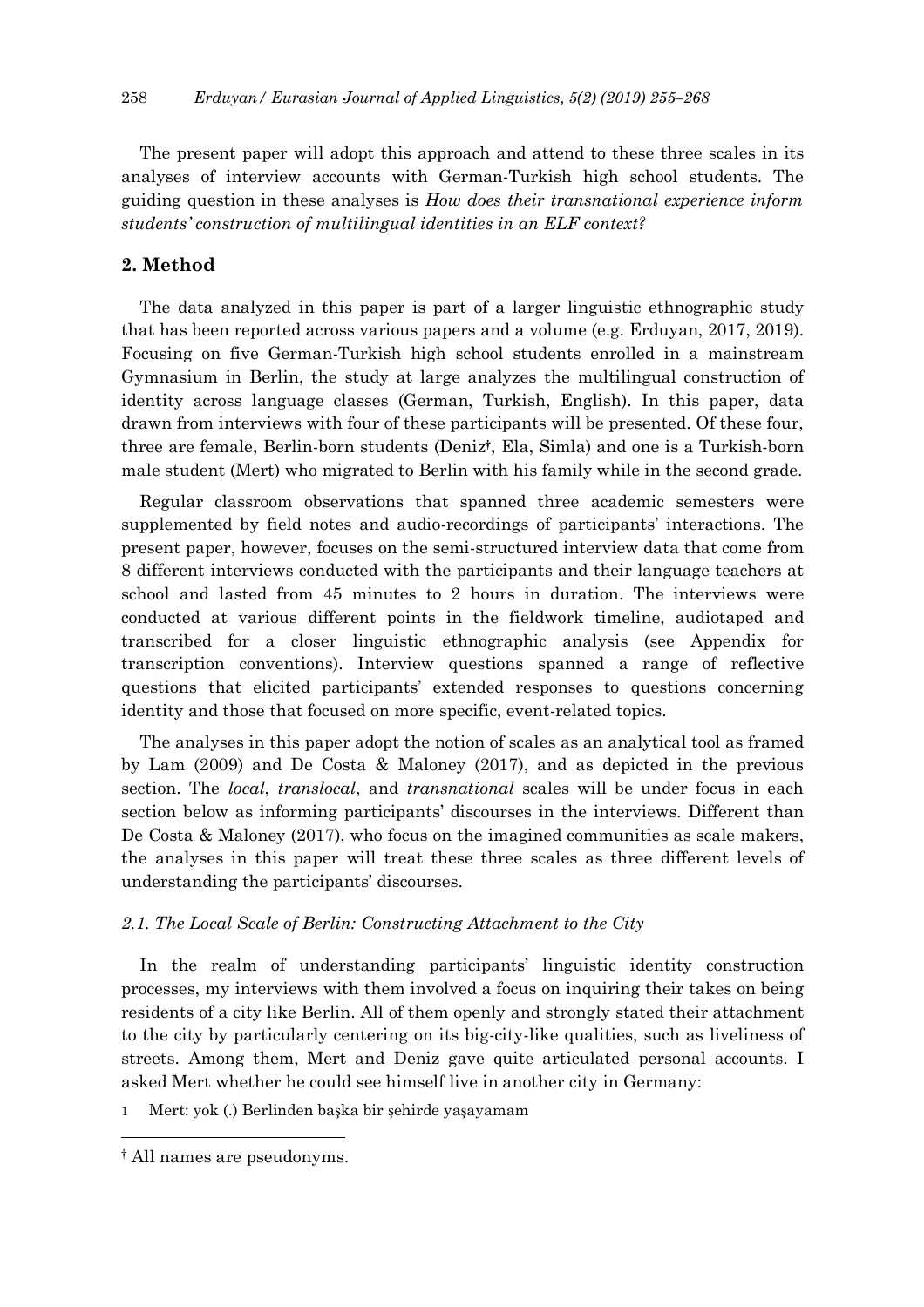The present paper will adopt this approach and attend to these three scales in its analyses of interview accounts with German-Turkish high school students. The guiding question in these analyses is *How does their transnational experience inform students' construction of multilingual identities in an ELF context?*

## 2. Method

The data analyzed in this paper is part of a larger linguistic ethnographic study that has been reported across various papers and a volume (e.g. Erduyan, 2017, 2019). Focusing on five German-Turkish high school students enrolled in a mainstream Gymnasium in Berlin, the study at large analyzes the multilingual construction of identity across language classes (German, Turkish, English). In this paper, data drawn from interviews with four of these participants will be presented. Of these four, three are female, Berlin-born students (Deniz[†], Ela, Simla) and one is a Turkish-born male student (Mert) who migrated to Berlin with his family while in the second grade.

Regular classroom observations that spanned three academic semesters were supplemented by field notes and audio-recordings of participants' interactions. The present paper, however, focuses on the semi-structured interview data that come from 8 different interviews conducted with the participants and their language teachers at school and lasted from 45 minutes to 2 hours in duration. The interviews were conducted at various different points in the fieldwork timeline, audiotaped and transcribed for a closer linguistic ethnographic analysis (see Appendix for transcription conventions). Interview questions spanned a range of reflective questions that elicited participants' extended responses to questions concerning identity and those that focused on more specific, event-related topics.

The analyses in this paper adopt the notion of scales as an analytical tool as framed by Lam (2009) and De Costa & Maloney (2017), and as depicted in the previous section. The *local*, *translocal*, and *transnational* scales will be under focus in each section below as informing participants' discourses in the interviews. Different than De Costa & Maloney (2017), who focus on the imagined communities as scale makers, the analyses in this paper will treat these three scales as three different levels of understanding the participants' discourses.

### *2.1. The Local Scale of Berlin: Constructing Attachment to the City*

In the realm of understanding participants' linguistic identity construction processes, my interviews with them involved a focus on inquiring their takes on being residents of a city like Berlin. All of them openly and strongly stated their attachment to the city by particularly centering on its big-city-like qualities, such as liveliness of streets. Among them, Mert and Deniz gave quite articulated personal accounts. I asked Mert whether he could see himself live in another city in Germany:

1 Mert: yok (.) Berlinden başka bir şehirde yaşayamam

---

[†] All names are pseudonyms.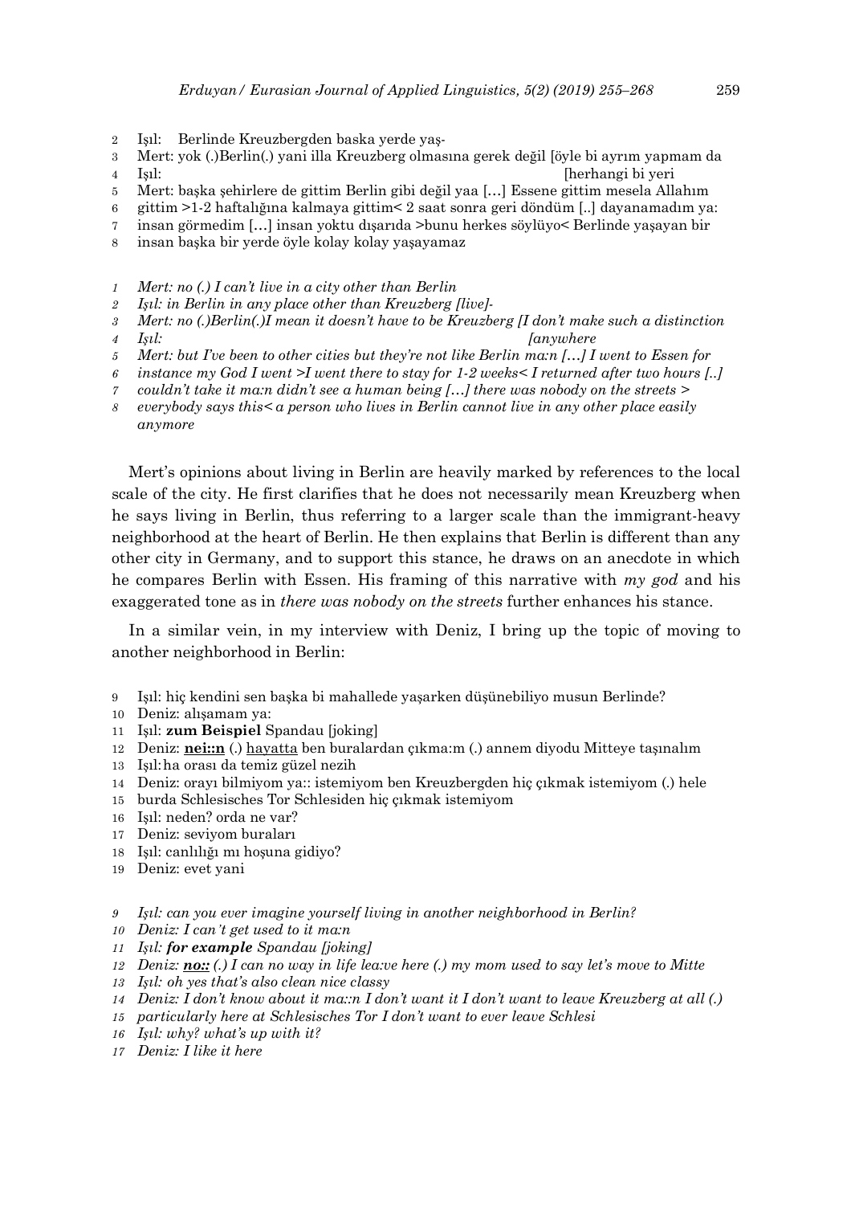2 Işıl: Berlinde Kreuzbergden baska yerde yaş-
3 Mert: yok (.)Berlin(.) yani illa Kreuzberg olmasına gerek değil [öyle bi ayrım yapmam da
4 Işıl: [herhangi bi yeri
5 Mert: başka şehirlere de gittim Berlin gibi değil yaa […] Essene gittim mesela Allahım
6 gittim >1-2 haftalığına kalmaya gittim< 2 saat sonra geri döndüm [..] dayanamadım ya:
7 insan görmedim […] insan yoktu dışarıda >bunu herkes söylüyo< Berlinde yaşayan bir
8 insan başka bir yerde öyle kolay kolay yaşayamaz

*1 Mert: no (.) I can't live in a city other than Berlin*
*2 Işıl: in Berlin in any place other than Kreuzberg [live]-*
*3 Mert: no (.)Berlin(.)I mean it doesn't have to be Kreuzberg [I don't make such a distinction*
*4 Işıl: [anywhere*
*5 Mert: but I've been to other cities but they're not like Berlin ma:n […] I went to Essen for*
*6 instance my God I went >I went there to stay for 1-2 weeks< I returned after two hours [..]*
*7 couldn't take it ma:n didn't see a human being […] there was nobody on the streets >*
*8 everybody says this< a person who lives in Berlin cannot live in any other place easily anymore*

Mert's opinions about living in Berlin are heavily marked by references to the local scale of the city. He first clarifies that he does not necessarily mean Kreuzberg when he says living in Berlin, thus referring to a larger scale than the immigrant-heavy neighborhood at the heart of Berlin. He then explains that Berlin is different than any other city in Germany, and to support this stance, he draws on an anecdote in which he compares Berlin with Essen. His framing of this narrative with *my god* and his exaggerated tone as in *there was nobody on the streets* further enhances his stance.

In a similar vein, in my interview with Deniz, I bring up the topic of moving to another neighborhood in Berlin:

9 Işıl: hiç kendini sen başka bi mahallede yaşarken düşünebiliyo musun Berlinde?
10 Deniz: alışamam ya:
11 Işıl: **zum Beispiel** Spandau [joking]
12 Deniz: <u>**nei::n**</u> (.) <u>hayatta</u> ben buralardan çıkma:m (.) annem diyodu Mitteye taşınalım
13 Işıl: ha orası da temiz güzel nezih
14 Deniz: orayı bilmiyom ya:: istemiyom ben Kreuzbergden hiç çıkmak istemiyom (.) hele
15 burda Schlesisches Tor Schlesiden hiç çıkmak istemiyom
16 Işıl: neden? orda ne var?
17 Deniz: seviyom buraları
18 Işıl: canlılığı mı hoşuna gidiyo?
19 Deniz: evet yani

*9 Işıl: can you ever imagine yourself living in another neighborhood in Berlin?*
*10 Deniz: I can't get used to it ma:n*
*11 Işıl: **for example** Spandau [joking]*
*12 Deniz: <u>**no::**</u> (.) I can no way in life lea:ve here (.) my mom used to say let's move to Mitte*
*13 Işıl: oh yes that's also clean nice classy*
*14 Deniz: I don't know about it ma::n I don't want it I don't want to leave Kreuzberg at all (.)*
*15 particularly here at Schlesisches Tor I don't want to ever leave Schlesi*
*16 Işıl: why? what's up with it?*
*17 Deniz: I like it here*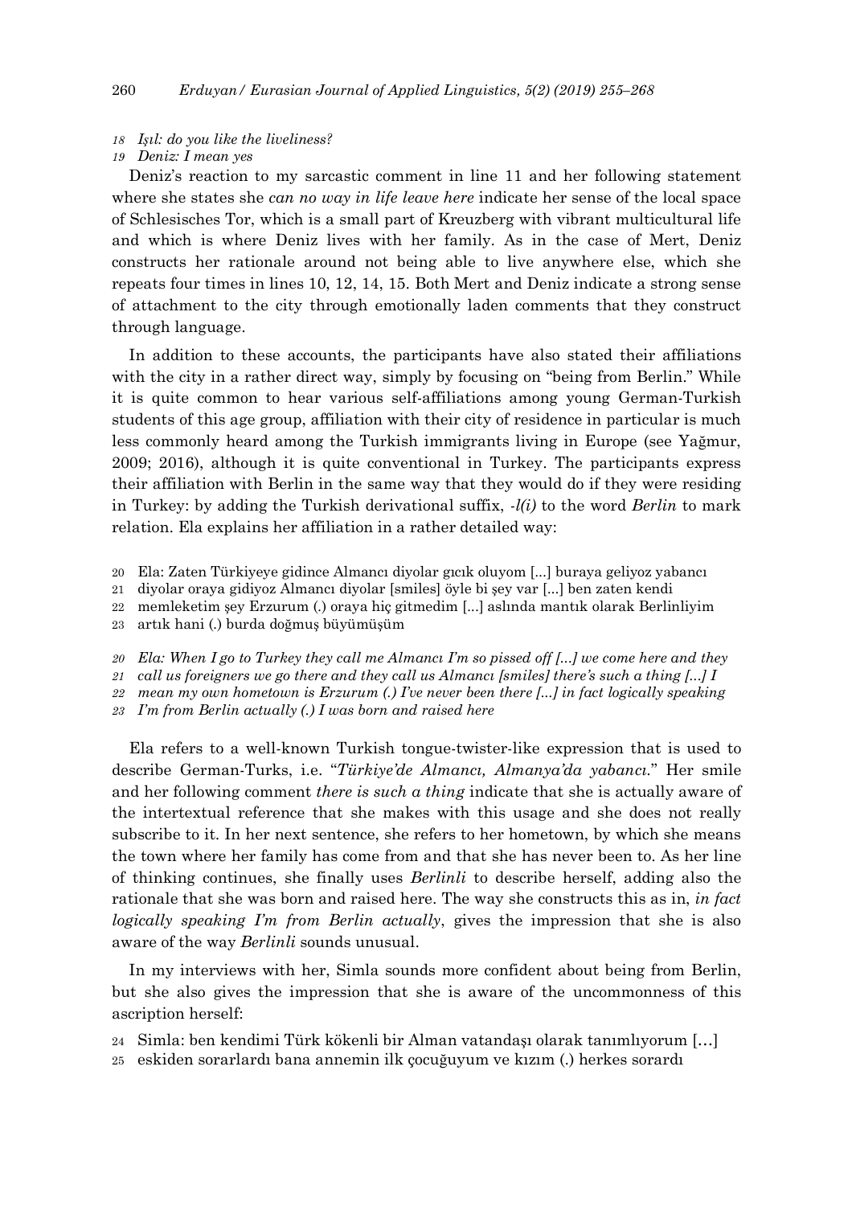*18 Işıl: do you like the liveliness?*
*19 Deniz: I mean yes*

Deniz's reaction to my sarcastic comment in line 11 and her following statement where she states she *can no way in life leave here* indicate her sense of the local space of Schlesisches Tor, which is a small part of Kreuzberg with vibrant multicultural life and which is where Deniz lives with her family. As in the case of Mert, Deniz constructs her rationale around not being able to live anywhere else, which she repeats four times in lines 10, 12, 14, 15. Both Mert and Deniz indicate a strong sense of attachment to the city through emotionally laden comments that they construct through language.

In addition to these accounts, the participants have also stated their affiliations with the city in a rather direct way, simply by focusing on "being from Berlin." While it is quite common to hear various self-affiliations among young German-Turkish students of this age group, affiliation with their city of residence in particular is much less commonly heard among the Turkish immigrants living in Europe (see Yağmur, 2009; 2016), although it is quite conventional in Turkey. The participants express their affiliation with Berlin in the same way that they would do if they were residing in Turkey: by adding the Turkish derivational suffix, *-l(i)* to the word *Berlin* to mark relation. Ela explains her affiliation in a rather detailed way:

20 Ela: Zaten Türkiyeye gidince Almancı diyolar gıcık oluyom [...] buraya geliyoz yabancı
21 diyolar oraya gidiyoz Almancı diyolar [smiles] öyle bi şey var [...] ben zaten kendi
22 memleketim şey Erzurum (.) oraya hiç gitmedim [...] aslında mantık olarak Berlinliyim
23 artık hani (.) burda doğmuş büyümüşüm

*20 Ela: When I go to Turkey they call me Almancı I'm so pissed off [...] we come here and they*
*21 call us foreigners we go there and they call us Almancı [smiles] there's such a thing [...] I*
*22 mean my own hometown is Erzurum (.) I've never been there [...] in fact logically speaking*
*23 I'm from Berlin actually (.) I was born and raised here*

Ela refers to a well-known Turkish tongue-twister-like expression that is used to describe German-Turks, i.e. "*Türkiye'de Almancı, Almanya'da yabancı*." Her smile and her following comment *there is such a thing* indicate that she is actually aware of the intertextual reference that she makes with this usage and she does not really subscribe to it. In her next sentence, she refers to her hometown, by which she means the town where her family has come from and that she has never been to. As her line of thinking continues, she finally uses *Berlinli* to describe herself, adding also the rationale that she was born and raised here. The way she constructs this as in, *in fact logically speaking I'm from Berlin actually*, gives the impression that she is also aware of the way *Berlinli* sounds unusual.

In my interviews with her, Simla sounds more confident about being from Berlin, but she also gives the impression that she is aware of the uncommonness of this ascription herself:

24 Simla: ben kendimi Türk kökenli bir Alman vatandaşı olarak tanımlıyorum [...]
25 eskiden sorarlardı bana annemin ilk çocuğuyum ve kızım (.) herkes sorardı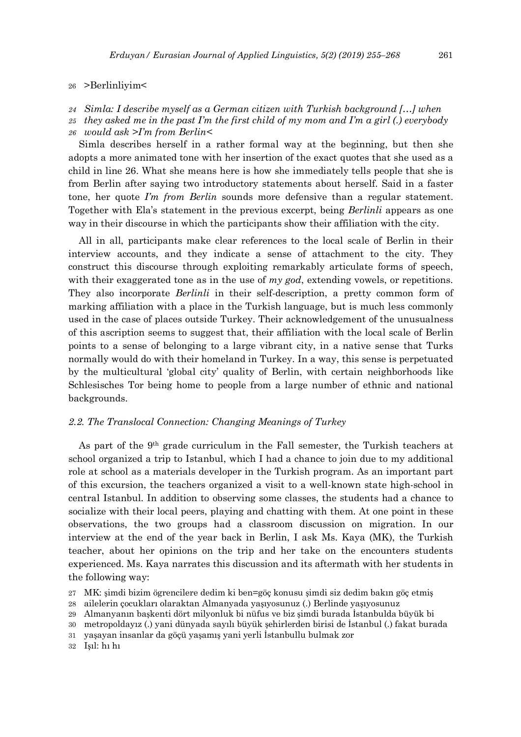26 >Berlinliyim<

*24 Simla: I describe myself as a German citizen with Turkish background […] when*
*25 they asked me in the past I'm the first child of my mom and I'm a girl (.) everybody*
*26 would ask >I'm from Berlin<*

Simla describes herself in a rather formal way at the beginning, but then she adopts a more animated tone with her insertion of the exact quotes that she used as a child in line 26. What she means here is how she immediately tells people that she is from Berlin after saying two introductory statements about herself. Said in a faster tone, her quote *I'm from Berlin* sounds more defensive than a regular statement. Together with Ela's statement in the previous excerpt, being *Berlinli* appears as one way in their discourse in which the participants show their affiliation with the city.

All in all, participants make clear references to the local scale of Berlin in their interview accounts, and they indicate a sense of attachment to the city. They construct this discourse through exploiting remarkably articulate forms of speech, with their exaggerated tone as in the use of *my god*, extending vowels, or repetitions. They also incorporate *Berlinli* in their self-description, a pretty common form of marking affiliation with a place in the Turkish language, but is much less commonly used in the case of places outside Turkey. Their acknowledgement of the unusualness of this ascription seems to suggest that, their affiliation with the local scale of Berlin points to a sense of belonging to a large vibrant city, in a native sense that Turks normally would do with their homeland in Turkey. In a way, this sense is perpetuated by the multicultural 'global city' quality of Berlin, with certain neighborhoods like Schlesisches Tor being home to people from a large number of ethnic and national backgrounds.

### *2.2. The Translocal Connection: Changing Meanings of Turkey*

As part of the 9th grade curriculum in the Fall semester, the Turkish teachers at school organized a trip to Istanbul, which I had a chance to join due to my additional role at school as a materials developer in the Turkish program. As an important part of this excursion, the teachers organized a visit to a well-known state high-school in central Istanbul. In addition to observing some classes, the students had a chance to socialize with their local peers, playing and chatting with them. At one point in these observations, the two groups had a classroom discussion on migration. In our interview at the end of the year back in Berlin, I ask Ms. Kaya (MK), the Turkish teacher, about her opinions on the trip and her take on the encounters students experienced. Ms. Kaya narrates this discussion and its aftermath with her students in the following way:

27 MK: şimdi bizim ögrencilere dedim ki ben=göç konusu şimdi siz dedim bakın göç etmiş
28 ailelerin çocukları olaraktan Almanyada yaşıyosunuz (.) Berlinde yaşıyosunuz
29 Almanyanın başkenti dört milyonluk bi nüfus ve biz şimdi burada İstanbulda büyük bi
30 metropoldayız (.) yani dünyada sayılı büyük şehirlerden birisi de İstanbul (.) fakat burada
31 yaşayan insanlar da göçü yaşamış yani yerli İstanbullu bulmak zor
32 Işıl: hı hı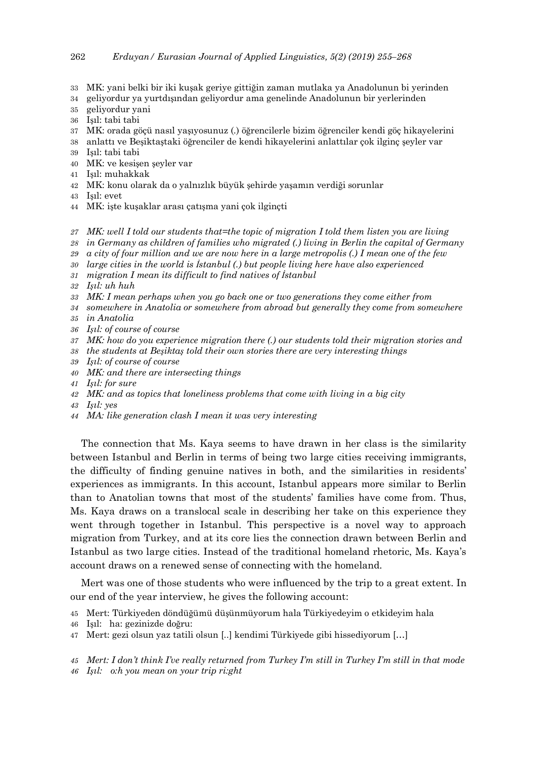33 MK: yani belki bir iki kuşak geriye gittiğin zaman mutlaka ya Anadolunun bi yerinden
34 geliyordur ya yurtdışından geliyordur ama genelinde Anadolunun bir yerlerinden
35 geliyordur yani
36 Işıl: tabi tabi
37 MK: orada göçü nasıl yaşıyosunuz (.) öğrencilerle bizim öğrenciler kendi göç hikayelerini
38 anlattı ve Beşiktaştaki öğrenciler de kendi hikayelerini anlattılar çok ilginç şeyler var
39 Işıl: tabi tabi
40 MK: ve kesişen şeyler var
41 Işıl: muhakkak
42 MK: konu olarak da o yalnızlık büyük şehirde yaşamın verdiği sorunlar
43 Işıl: evet
44 MK: işte kuşaklar arası çatışma yani çok ilginçti

*27 MK: well I told our students that=the topic of migration I told them listen you are living*
*28 in Germany as children of families who migrated (.) living in Berlin the capital of Germany*
*29 a city of four million and we are now here in a large metropolis (.) I mean one of the few*
*30 large cities in the world is İstanbul (.) but people living here have also experienced*
*31 migration I mean its difficult to find natives of İstanbul*
*32 Işıl: uh huh*
*33 MK: I mean perhaps when you go back one or two generations they come either from*
*34 somewhere in Anatolia or somewhere from abroad but generally they come from somewhere*
*35 in Anatolia*
*36 Işıl: of course of course*
*37 MK: how do you experience migration there (.) our students told their migration stories and*
*38 the students at Beşiktaş told their own stories there are very interesting things*
*39 Işıl: of course of course*
*40 MK: and there are intersecting things*
*41 Işıl: for sure*
*42 MK: and as topics that loneliness problems that come with living in a big city*
*43 Işıl: yes*
*44 MA: like generation clash I mean it was very interesting*

The connection that Ms. Kaya seems to have drawn in her class is the similarity between Istanbul and Berlin in terms of being two large cities receiving immigrants, the difficulty of finding genuine natives in both, and the similarities in residents' experiences as immigrants. In this account, Istanbul appears more similar to Berlin than to Anatolian towns that most of the students' families have come from. Thus, Ms. Kaya draws on a translocal scale in describing her take on this experience they went through together in Istanbul. This perspective is a novel way to approach migration from Turkey, and at its core lies the connection drawn between Berlin and Istanbul as two large cities. Instead of the traditional homeland rhetoric, Ms. Kaya's account draws on a renewed sense of connecting with the homeland.

Mert was one of those students who were influenced by the trip to a great extent. In our end of the year interview, he gives the following account:

45 Mert: Türkiyeden döndüğümü düşünmüyorum hala Türkiyedeyim o etkideyim hala
46 Işıl: ha: gezinizde doğru:
47 Mert: gezi olsun yaz tatili olsun [..] kendimi Türkiyede gibi hissediyorum [...]

*45 Mert: I don't think I've really returned from Turkey I'm still in Turkey I'm still in that mode*
*46 Işıl: o:h you mean on your trip ri:ght*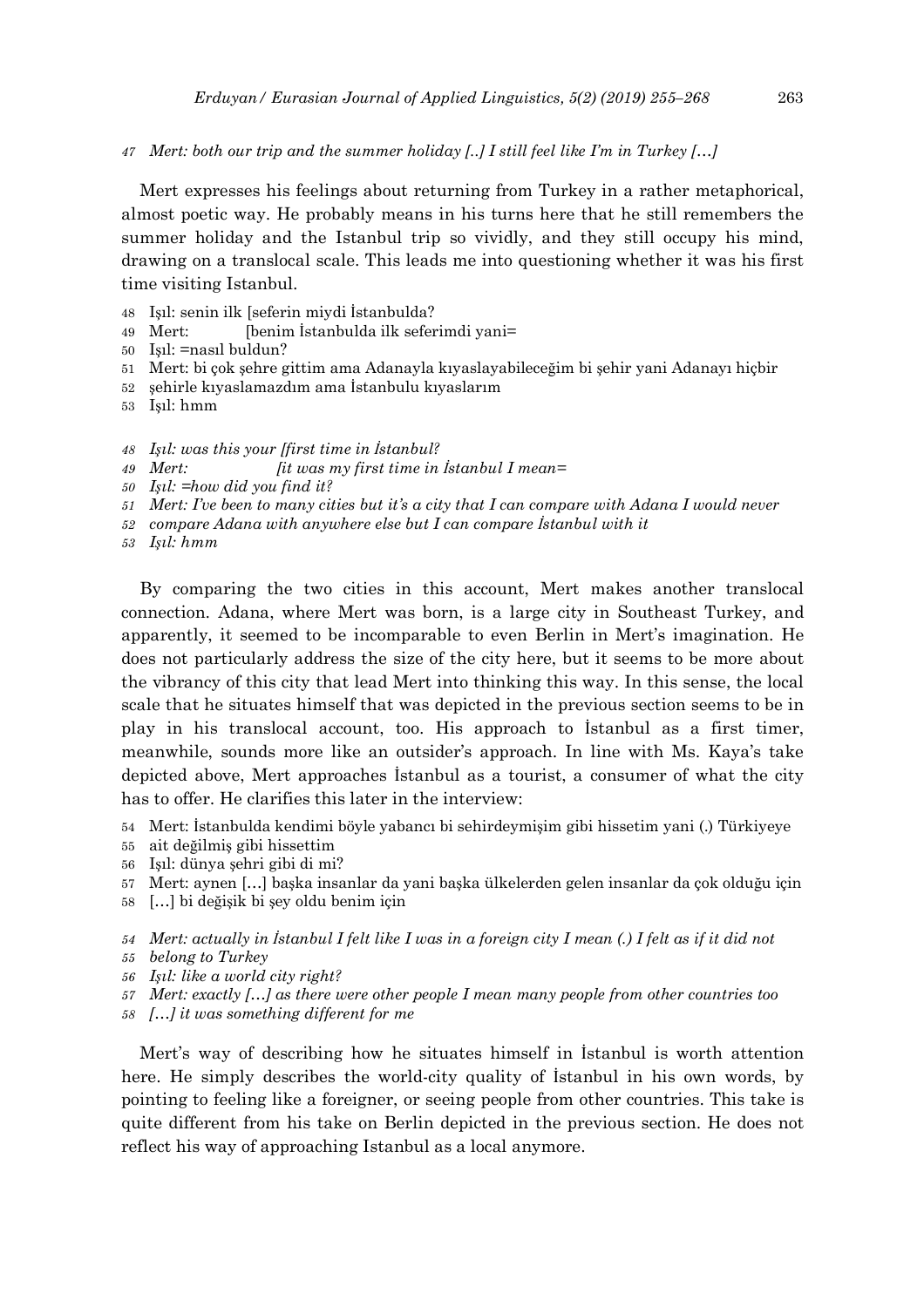*47 Mert: both our trip and the summer holiday [..] I still feel like I'm in Turkey […]*

Mert expresses his feelings about returning from Turkey in a rather metaphorical, almost poetic way. He probably means in his turns here that he still remembers the summer holiday and the Istanbul trip so vividly, and they still occupy his mind, drawing on a translocal scale. This leads me into questioning whether it was his first time visiting Istanbul.

48 Işıl: senin ilk [seferin miydi İstanbulda?
49 Mert: [benim İstanbulda ilk seferimdi yani=
50 Işıl: =nasıl buldun?
51 Mert: bi çok şehre gittim ama Adanayla kıyaslayabileceğim bi şehir yani Adanayı hiçbir
52 şehirle kıyaslamazdım ama İstanbulu kıyaslarım
53 Işıl: hmm

*48 Işıl: was this your [first time in İstanbul?*
*49 Mert: [it was my first time in İstanbul I mean=*
*50 Işıl: =how did you find it?*
*51 Mert: I've been to many cities but it's a city that I can compare with Adana I would never*
*52 compare Adana with anywhere else but I can compare İstanbul with it*
*53 Işıl: hmm*

By comparing the two cities in this account, Mert makes another translocal connection. Adana, where Mert was born, is a large city in Southeast Turkey, and apparently, it seemed to be incomparable to even Berlin in Mert's imagination. He does not particularly address the size of the city here, but it seems to be more about the vibrancy of this city that lead Mert into thinking this way. In this sense, the local scale that he situates himself that was depicted in the previous section seems to be in play in his translocal account, too. His approach to İstanbul as a first timer, meanwhile, sounds more like an outsider's approach. In line with Ms. Kaya's take depicted above, Mert approaches İstanbul as a tourist, a consumer of what the city has to offer. He clarifies this later in the interview:

54 Mert: İstanbulda kendimi böyle yabancı bi sehirdeymişim gibi hissetim yani (.) Türkiyeye
55 ait değilmiş gibi hissettim
56 Işıl: dünya şehri gibi di mi?
57 Mert: aynen […] başka insanlar da yani başka ülkelerden gelen insanlar da çok olduğu için
58 […] bi değişik bi şey oldu benim için

*54 Mert: actually in İstanbul I felt like I was in a foreign city I mean (.) I felt as if it did not*
*55 belong to Turkey*
*56 Işıl: like a world city right?*
*57 Mert: exactly […] as there were other people I mean many people from other countries too*
*58 […] it was something different for me*

Mert's way of describing how he situates himself in İstanbul is worth attention here. He simply describes the world-city quality of İstanbul in his own words, by pointing to feeling like a foreigner, or seeing people from other countries. This take is quite different from his take on Berlin depicted in the previous section. He does not reflect his way of approaching Istanbul as a local anymore.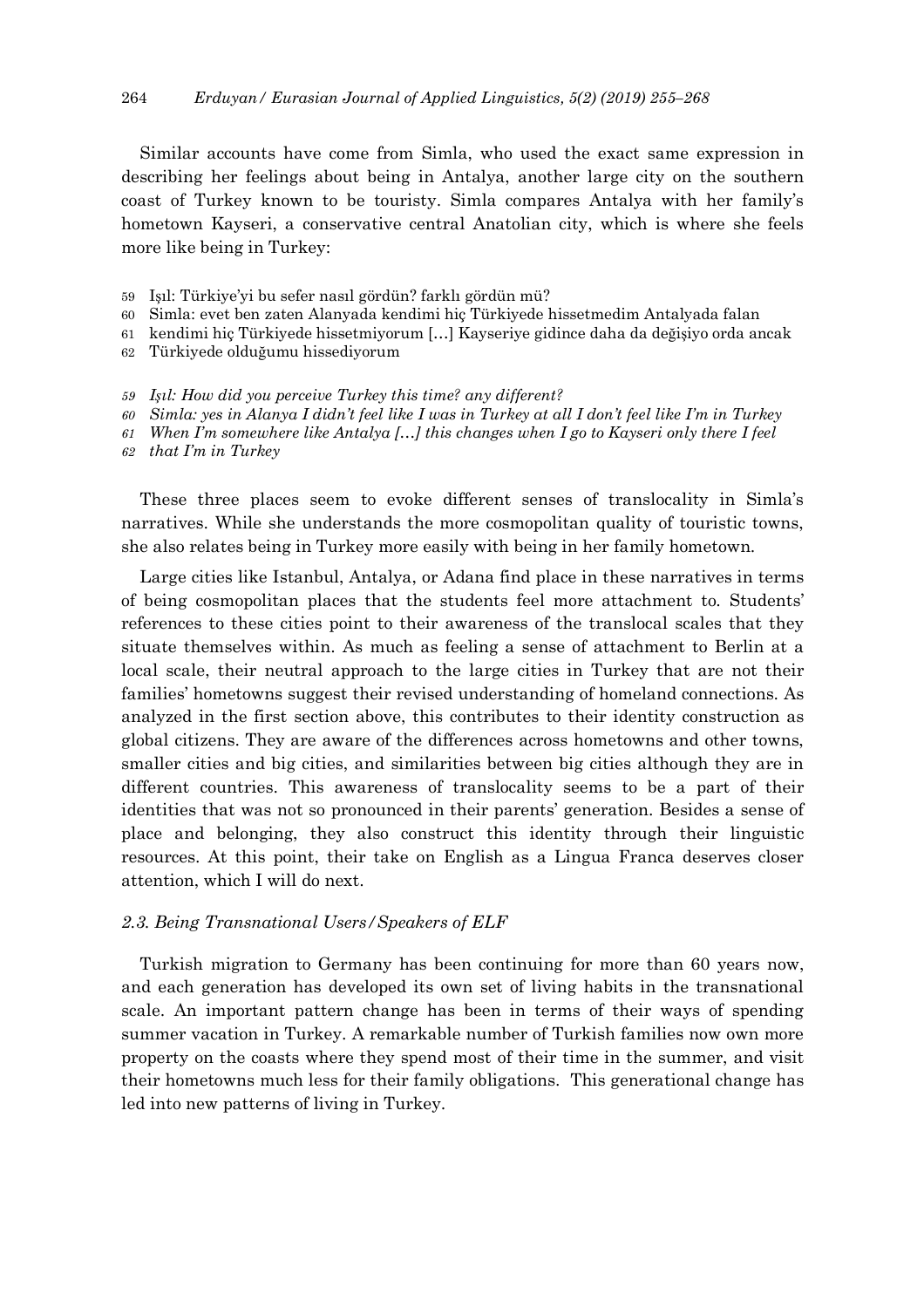Similar accounts have come from Simla, who used the exact same expression in describing her feelings about being in Antalya, another large city on the southern coast of Turkey known to be touristy. Simla compares Antalya with her family's hometown Kayseri, a conservative central Anatolian city, which is where she feels more like being in Turkey:

59 Işıl: Türkiye'yi bu sefer nasıl gördün? farklı gördün mü?
60 Simla: evet ben zaten Alanyada kendimi hiç Türkiyede hissetmedim Antalyada falan
61 kendimi hiç Türkiyede hissetmiyorum […] Kayseriye gidince daha da değişiyo orda ancak
62 Türkiyede olduğumu hissediyorum

*59 Işıl: How did you perceive Turkey this time? any different?*
*60 Simla: yes in Alanya I didn't feel like I was in Turkey at all I don't feel like I'm in Turkey*
*61 When I'm somewhere like Antalya […] this changes when I go to Kayseri only there I feel*
*62 that I'm in Turkey*

These three places seem to evoke different senses of translocality in Simla's narratives. While she understands the more cosmopolitan quality of touristic towns, she also relates being in Turkey more easily with being in her family hometown.

Large cities like Istanbul, Antalya, or Adana find place in these narratives in terms of being cosmopolitan places that the students feel more attachment to. Students' references to these cities point to their awareness of the translocal scales that they situate themselves within. As much as feeling a sense of attachment to Berlin at a local scale, their neutral approach to the large cities in Turkey that are not their families' hometowns suggest their revised understanding of homeland connections. As analyzed in the first section above, this contributes to their identity construction as global citizens. They are aware of the differences across hometowns and other towns, smaller cities and big cities, and similarities between big cities although they are in different countries. This awareness of translocality seems to be a part of their identities that was not so pronounced in their parents' generation. Besides a sense of place and belonging, they also construct this identity through their linguistic resources. At this point, their take on English as a Lingua Franca deserves closer attention, which I will do next.

### *2.3. Being Transnational Users/Speakers of ELF*

Turkish migration to Germany has been continuing for more than 60 years now, and each generation has developed its own set of living habits in the transnational scale. An important pattern change has been in terms of their ways of spending summer vacation in Turkey. A remarkable number of Turkish families now own more property on the coasts where they spend most of their time in the summer, and visit their hometowns much less for their family obligations. This generational change has led into new patterns of living in Turkey.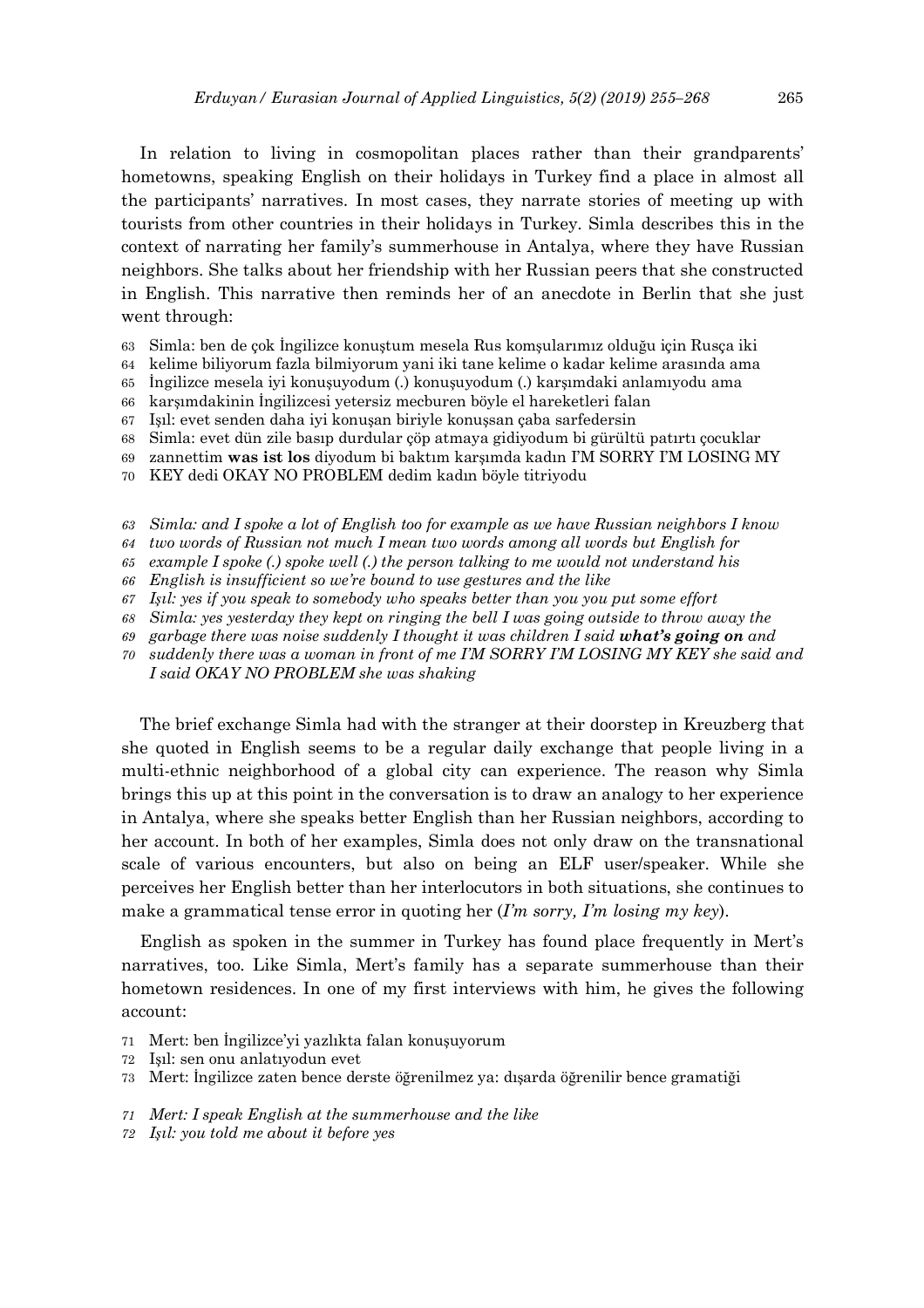In relation to living in cosmopolitan places rather than their grandparents' hometowns, speaking English on their holidays in Turkey find a place in almost all the participants' narratives. In most cases, they narrate stories of meeting up with tourists from other countries in their holidays in Turkey. Simla describes this in the context of narrating her family's summerhouse in Antalya, where they have Russian neighbors. She talks about her friendship with her Russian peers that she constructed in English. This narrative then reminds her of an anecdote in Berlin that she just went through:

63 Simla: ben de çok İngilizce konuştum mesela Rus komşularımız olduğu için Rusça iki
64 kelime biliyorum fazla bilmiyorum yani iki tane kelime o kadar kelime arasında ama
65 İngilizce mesela iyi konuşuyodum (.) konuşuyodum (.) karşımdaki anlamıyodu ama
66 karşımdakinin İngilizcesi yetersiz mecburen böyle el hareketleri falan
67 Işıl: evet senden daha iyi konuşan biriyle konuşsan çaba sarfedersin
68 Simla: evet dün zile basıp durdular çöp atmaya gidiyodum bi gürültü patırtı çocuklar
69 zannettim **was ist los** diyodum bi baktım karşımda kadın I'M SORRY I'M LOSING MY
70 KEY dedi OKAY NO PROBLEM dedim kadın böyle titriyodu

*63 Simla: and I spoke a lot of English too for example as we have Russian neighbors I know*
*64 two words of Russian not much I mean two words among all words but English for*
*65 example I spoke (.) spoke well (.) the person talking to me would not understand his*
*66 English is insufficient so we're bound to use gestures and the like*
*67 Işıl: yes if you speak to somebody who speaks better than you you put some effort*
*68 Simla: yes yesterday they kept on ringing the bell I was going outside to throw away the*
*69 garbage there was noise suddenly I thought it was children I said* ***what's going on*** *and*
*70 suddenly there was a woman in front of me I'M SORRY I'M LOSING MY KEY she said and I said OKAY NO PROBLEM she was shaking*

The brief exchange Simla had with the stranger at their doorstep in Kreuzberg that she quoted in English seems to be a regular daily exchange that people living in a multi-ethnic neighborhood of a global city can experience. The reason why Simla brings this up at this point in the conversation is to draw an analogy to her experience in Antalya, where she speaks better English than her Russian neighbors, according to her account. In both of her examples, Simla does not only draw on the transnational scale of various encounters, but also on being an ELF user/speaker. While she perceives her English better than her interlocutors in both situations, she continues to make a grammatical tense error in quoting her (*I'm sorry, I'm losing my key*).

English as spoken in the summer in Turkey has found place frequently in Mert's narratives, too. Like Simla, Mert's family has a separate summerhouse than their hometown residences. In one of my first interviews with him, he gives the following account:

71 Mert: ben İngilizce'yi yazlıkta falan konuşuyorum
72 Işıl: sen onu anlatıyodun evet
73 Mert: İngilizce zaten bence derste öğrenilmez ya: dışarda öğrenilir bence gramatiği

*71 Mert: I speak English at the summerhouse and the like*
*72 Işıl: you told me about it before yes*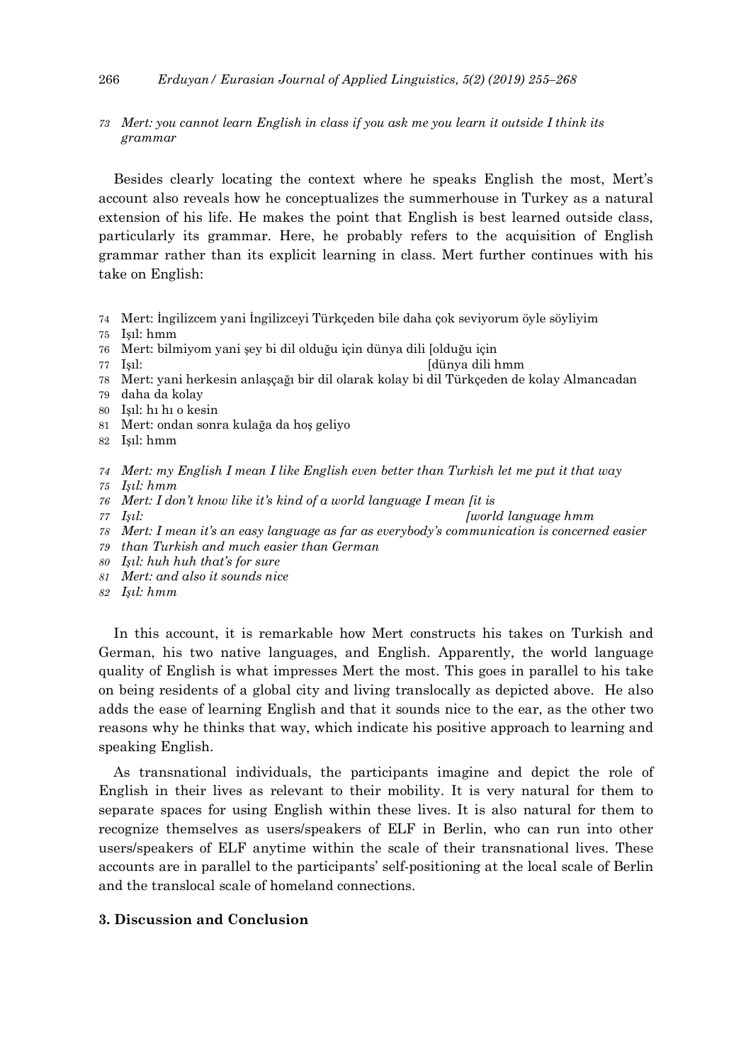*73 Mert: you cannot learn English in class if you ask me you learn it outside I think its grammar*

Besides clearly locating the context where he speaks English the most, Mert's account also reveals how he conceptualizes the summerhouse in Turkey as a natural extension of his life. He makes the point that English is best learned outside class, particularly its grammar. Here, he probably refers to the acquisition of English grammar rather than its explicit learning in class. Mert further continues with his take on English:

74 Mert: İngilizcem yani İngilizceyi Türkçeden bile daha çok seviyorum öyle söyliyim
75 Işıl: hmm
76 Mert: bilmiyom yani şey bi dil olduğu için dünya dili [olduğu için
77 Işıl: [dünya dili hmm
78 Mert: yani herkesin anlaşçağı bir dil olarak kolay bi dil Türkçeden de kolay Almancadan
79 daha da kolay
80 Işıl: hı hı o kesin
81 Mert: ondan sonra kulağa da hoş geliyo
82 Işıl: hmm

*74 Mert: my English I mean I like English even better than Turkish let me put it that way*
*75 Işıl: hmm*
*76 Mert: I don't know like it's kind of a world language I mean [it is*
*77 Işıl: [world language hmm*
*78 Mert: I mean it's an easy language as far as everybody's communication is concerned easier*
*79 than Turkish and much easier than German*
*80 Işıl: huh huh that's for sure*
*81 Mert: and also it sounds nice*
*82 Işıl: hmm*

In this account, it is remarkable how Mert constructs his takes on Turkish and German, his two native languages, and English. Apparently, the world language quality of English is what impresses Mert the most. This goes in parallel to his take on being residents of a global city and living translocally as depicted above. He also adds the ease of learning English and that it sounds nice to the ear, as the other two reasons why he thinks that way, which indicate his positive approach to learning and speaking English.

As transnational individuals, the participants imagine and depict the role of English in their lives as relevant to their mobility. It is very natural for them to separate spaces for using English within these lives. It is also natural for them to recognize themselves as users/speakers of ELF in Berlin, who can run into other users/speakers of ELF anytime within the scale of their transnational lives. These accounts are in parallel to the participants' self-positioning at the local scale of Berlin and the translocal scale of homeland connections.

## 3. Discussion and Conclusion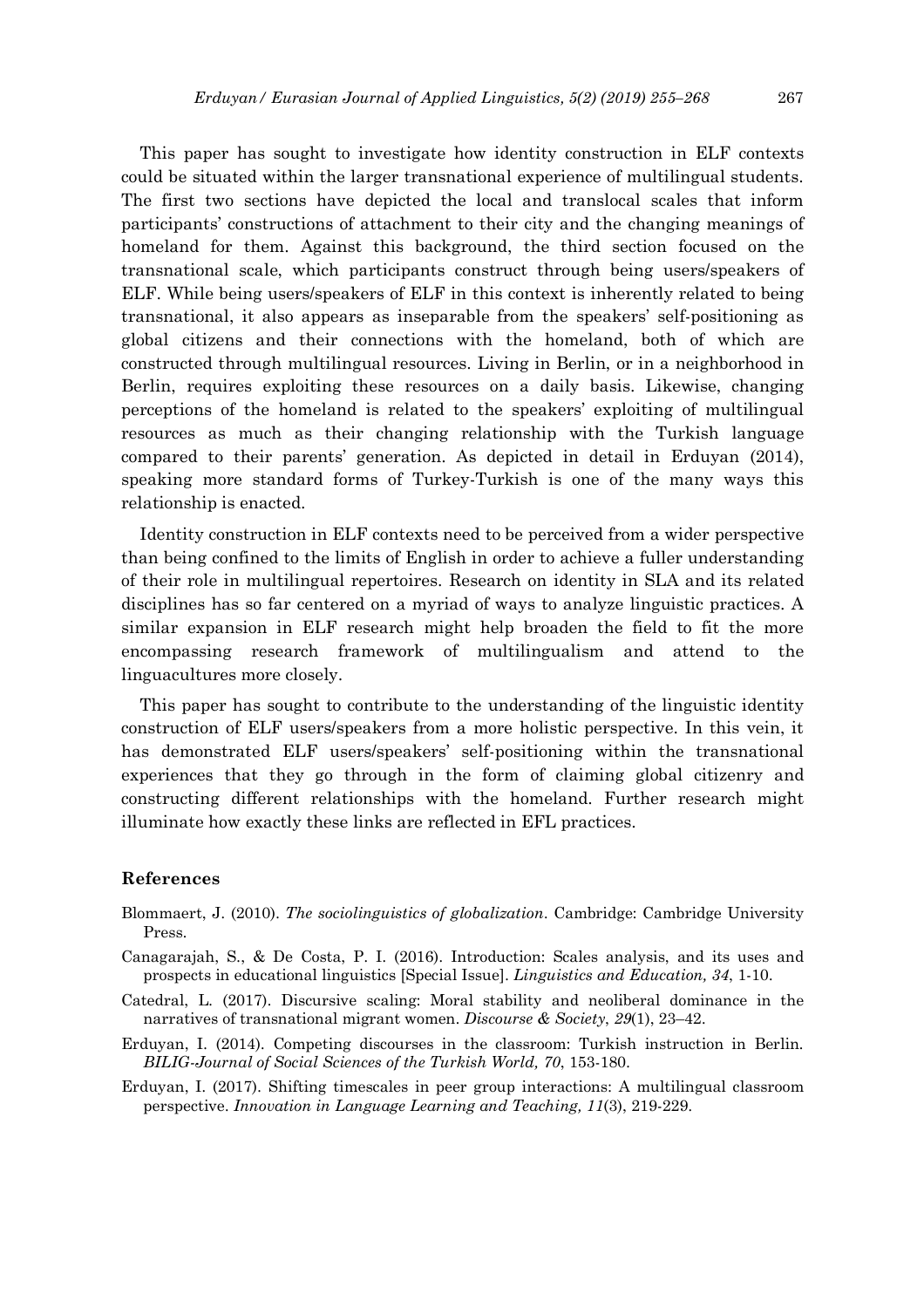This paper has sought to investigate how identity construction in ELF contexts could be situated within the larger transnational experience of multilingual students. The first two sections have depicted the local and translocal scales that inform participants' constructions of attachment to their city and the changing meanings of homeland for them. Against this background, the third section focused on the transnational scale, which participants construct through being users/speakers of ELF. While being users/speakers of ELF in this context is inherently related to being transnational, it also appears as inseparable from the speakers' self-positioning as global citizens and their connections with the homeland, both of which are constructed through multilingual resources. Living in Berlin, or in a neighborhood in Berlin, requires exploiting these resources on a daily basis. Likewise, changing perceptions of the homeland is related to the speakers' exploiting of multilingual resources as much as their changing relationship with the Turkish language compared to their parents' generation. As depicted in detail in Erduyan (2014), speaking more standard forms of Turkey-Turkish is one of the many ways this relationship is enacted.

Identity construction in ELF contexts need to be perceived from a wider perspective than being confined to the limits of English in order to achieve a fuller understanding of their role in multilingual repertoires. Research on identity in SLA and its related disciplines has so far centered on a myriad of ways to analyze linguistic practices. A similar expansion in ELF research might help broaden the field to fit the more encompassing research framework of multilingualism and attend to the linguacultures more closely.

This paper has sought to contribute to the understanding of the linguistic identity construction of ELF users/speakers from a more holistic perspective. In this vein, it has demonstrated ELF users/speakers' self-positioning within the transnational experiences that they go through in the form of claiming global citizenry and constructing different relationships with the homeland. Further research might illuminate how exactly these links are reflected in EFL practices.

## References

Blommaert, J. (2010). *The sociolinguistics of globalization*. Cambridge: Cambridge University Press.

Canagarajah, S., & De Costa, P. I. (2016). Introduction: Scales analysis, and its uses and prospects in educational linguistics [Special Issue]. *Linguistics and Education, 34*, 1-10.

Catedral, L. (2017). Discursive scaling: Moral stability and neoliberal dominance in the narratives of transnational migrant women. *Discourse & Society*, *29*(1), 23–42.

Erduyan, I. (2014). Competing discourses in the classroom: Turkish instruction in Berlin. *BILIG-Journal of Social Sciences of the Turkish World, 70*, 153-180.

Erduyan, I. (2017). Shifting timescales in peer group interactions: A multilingual classroom perspective. *Innovation in Language Learning and Teaching, 11*(3), 219-229.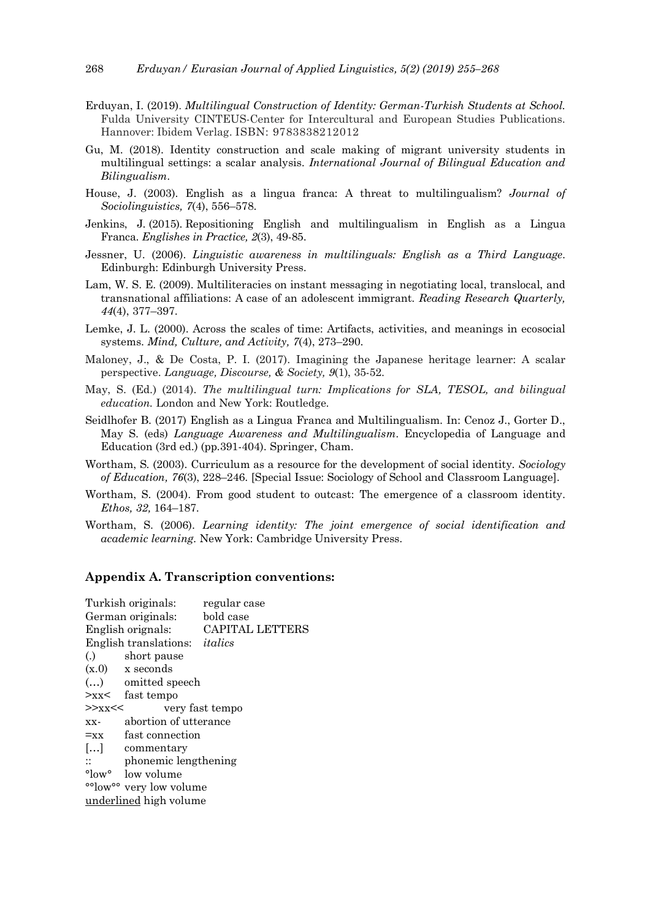Erduyan, I. (2019). *Multilingual Construction of Identity: German-Turkish Students at School.* Fulda University CINTEUS-Center for Intercultural and European Studies Publications. Hannover: Ibidem Verlag. ISBN: 9783838212012

Gu, M. (2018). Identity construction and scale making of migrant university students in multilingual settings: a scalar analysis. *International Journal of Bilingual Education and Bilingualism*.

House, J. (2003). English as a lingua franca: A threat to multilingualism? *Journal of Sociolinguistics, 7*(4), 556–578.

Jenkins, J. (2015). Repositioning English and multilingualism in English as a Lingua Franca. *Englishes in Practice, 2*(3), 49-85.

Jessner, U. (2006). *Linguistic awareness in multilinguals: English as a Third Language*. Edinburgh: Edinburgh University Press.

Lam, W. S. E. (2009). Multiliteracies on instant messaging in negotiating local, translocal, and transnational affiliations: A case of an adolescent immigrant. *Reading Research Quarterly, 44*(4), 377–397.

Lemke, J. L. (2000). Across the scales of time: Artifacts, activities, and meanings in ecosocial systems. *Mind, Culture, and Activity, 7*(4), 273–290.

Maloney, J., & De Costa, P. I. (2017). Imagining the Japanese heritage learner: A scalar perspective. *Language, Discourse, & Society, 9*(1), 35-52.

May, S. (Ed.) (2014). *The multilingual turn: Implications for SLA, TESOL, and bilingual education.* London and New York: Routledge.

Seidlhofer B. (2017) English as a Lingua Franca and Multilingualism. In: Cenoz J., Gorter D., May S. (eds) *Language Awareness and Multilingualism*. Encyclopedia of Language and Education (3rd ed.) (pp.391-404). Springer, Cham.

Wortham, S. (2003). Curriculum as a resource for the development of social identity. *Sociology of Education, 76*(3), 228–246. [Special Issue: Sociology of School and Classroom Language].

Wortham, S. (2004). From good student to outcast: The emergence of a classroom identity. *Ethos, 32,* 164–187.

Wortham, S. (2006). *Learning identity: The joint emergence of social identification and academic learning.* New York: Cambridge University Press.

## Appendix A. Transcription conventions:

Turkish originals: regular case
German originals: **bold case**
English orignals: CAPITAL LETTERS
English translations: *italics*
(.) short pause
(x.0) x seconds
(…) omitted speech
>xx< fast tempo
>>xx<< very fast tempo
xx- abortion of utterance
=xx fast connection
[…] commentary
:: phonemic lengthening
°low° low volume
°°low°° very low volume
<u>underlined</u> high volume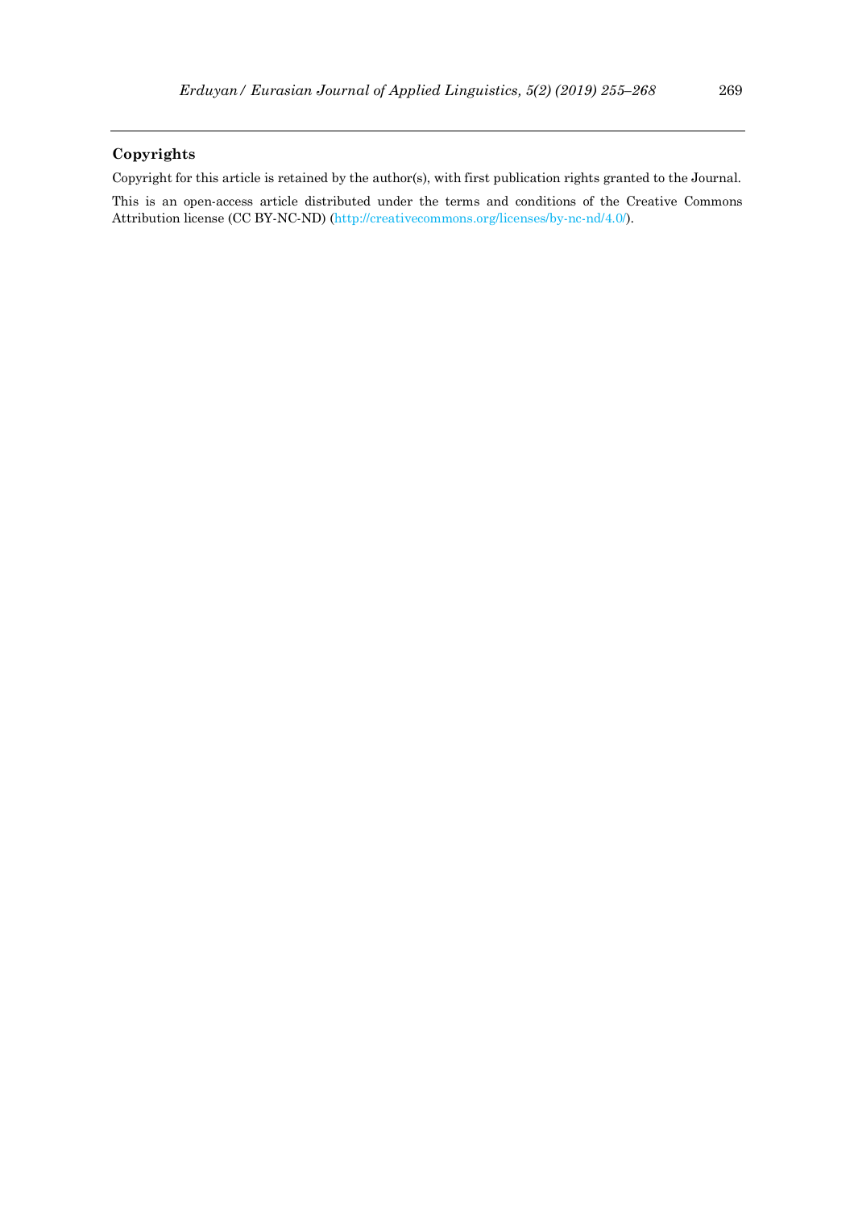## Copyrights

Copyright for this article is retained by the author(s), with first publication rights granted to the Journal.

This is an open-access article distributed under the terms and conditions of the Creative Commons Attribution license (CC BY-NC-ND) (http://creativecommons.org/licenses/by-nc-nd/4.0/).